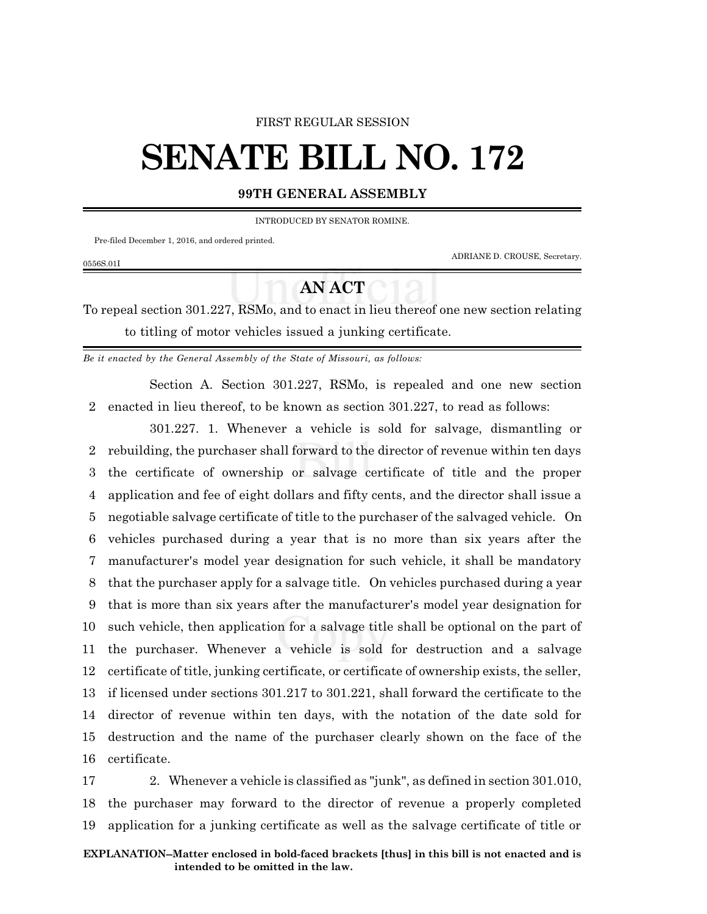FIRST REGULAR SESSION

# SENATE BILL NO. 172

## 99TH GENERAL ASSEMBLY

INTRODUCED BY SENATOR ROMINE.

Pre-filed December 1, 2016, and ordered printed.

ADRIANE D. CROUSE, Secretary.

0556S.01I

## AN ACT

To repeal section 301.227, RSMo, and to enact in lieu thereof one new section relating to titling of motor vehicles issued a junking certificate.

*Be it enacted by the General Assembly of the State of Missouri, as follows:*

Section A. Section 301.227, RSMo, is repealed and one new section enacted in lieu thereof, to be known as section 301.227, to read as follows:

301.227. 1. Whenever a vehicle is sold for salvage, dismantling or rebuilding, the purchaser shall forward to the director of revenue within ten days the certificate of ownership or salvage certificate of title and the proper application and fee of eight dollars and fifty cents, and the director shall issue a negotiable salvage certificate of title to the purchaser of the salvaged vehicle. On vehicles purchased during a year that is no more than six years after the manufacturer's model year designation for such vehicle, it shall be mandatory that the purchaser apply for a salvage title. On vehicles purchased during a year that is more than six years after the manufacturer's model year designation for such vehicle, then application for a salvage title shall be optional on the part of the purchaser. Whenever a vehicle is sold for destruction and a salvage certificate of title, junking certificate, or certificate of ownership exists, the seller, if licensed under sections 301.217 to 301.221, shall forward the certificate to the director of revenue within ten days, with the notation of the date sold for destruction and the name of the purchaser clearly shown on the face of the certificate.

2. Whenever a vehicle is classified as "junk", as defined in section 301.010, the purchaser may forward to the director of revenue a properly completed application for a junking certificate as well as the salvage certificate of title or

**EXPLANATION–Matter enclosed in bold-faced brackets [thus] in this bill is not enacted and is intended to be omitted in the law.**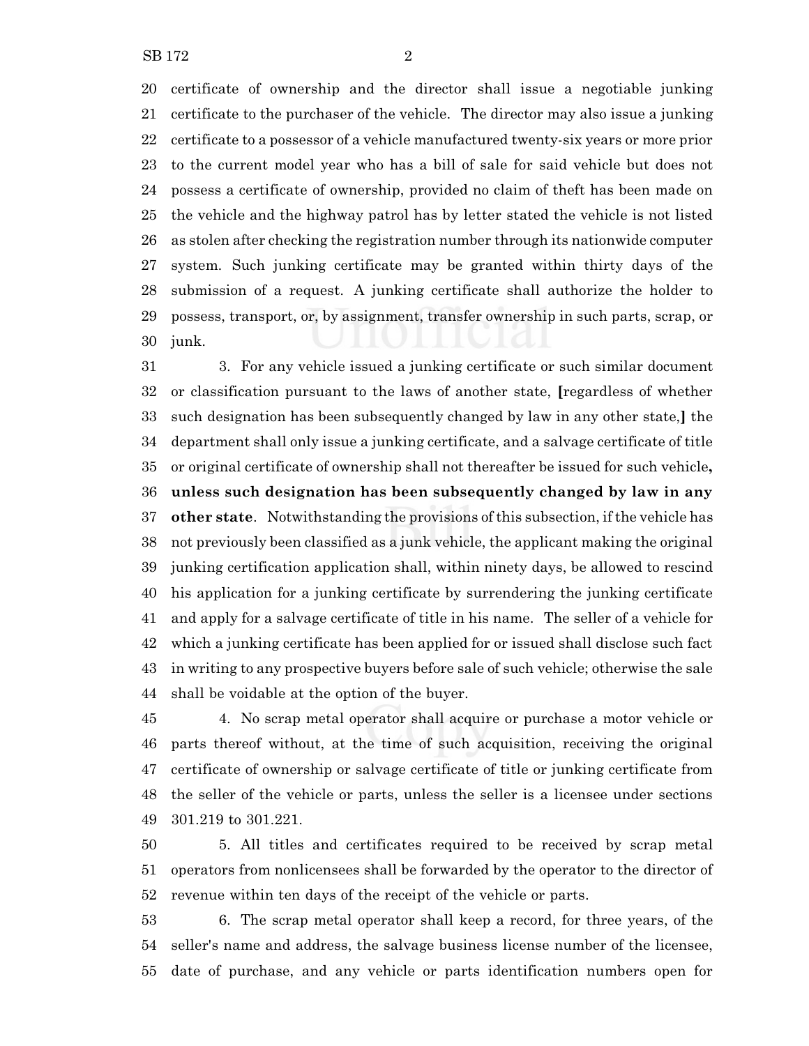certificate of ownership and the director shall issue a negotiable junking certificate to the purchaser of the vehicle. The director may also issue a junking certificate to a possessor of a vehicle manufactured twenty-six years or more prior to the current model year who has a bill of sale for said vehicle but does not possess a certificate of ownership, provided no claim of theft has been made on the vehicle and the highway patrol has by letter stated the vehicle is not listed as stolen after checking the registration number through its nationwide computer system. Such junking certificate may be granted within thirty days of the submission of a request. A junking certificate shall authorize the holder to possess, transport, or, by assignment, transfer ownership in such parts, scrap, or junk.

3. For any vehicle issued a junking certificate or such similar document or classification pursuant to the laws of another state, [regardless of whether such designation has been subsequently changed by law in any other state,] the department shall only issue a junking certificate, and a salvage certificate of title or original certificate of ownership shall not thereafter be issued for such vehicle**, unless such designation has been subsequently changed by law in any other state**. Notwithstanding the provisions of this subsection, if the vehicle has not previously been classified as a junk vehicle, the applicant making the original junking certification application shall, within ninety days, be allowed to rescind his application for a junking certificate by surrendering the junking certificate and apply for a salvage certificate of title in his name. The seller of a vehicle for which a junking certificate has been applied for or issued shall disclose such fact in writing to any prospective buyers before sale of such vehicle; otherwise the sale shall be voidable at the option of the buyer.

4. No scrap metal operator shall acquire or purchase a motor vehicle or parts thereof without, at the time of such acquisition, receiving the original certificate of ownership or salvage certificate of title or junking certificate from the seller of the vehicle or parts, unless the seller is a licensee under sections 301.219 to 301.221.

5. All titles and certificates required to be received by scrap metal operators from nonlicensees shall be forwarded by the operator to the director of revenue within ten days of the receipt of the vehicle or parts.

6. The scrap metal operator shall keep a record, for three years, of the seller's name and address, the salvage business license number of the licensee, date of purchase, and any vehicle or parts identification numbers open for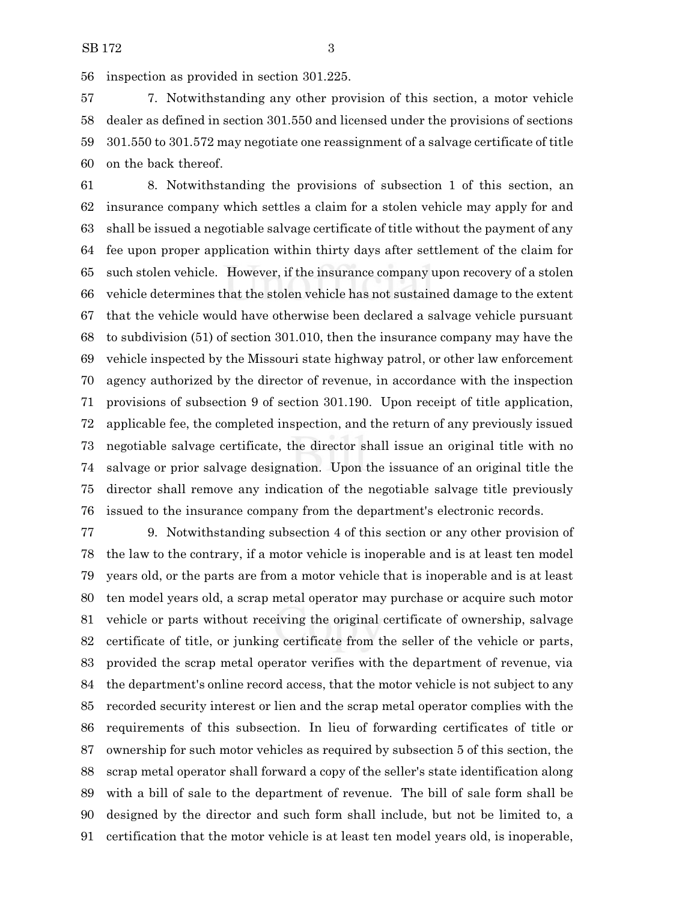inspection as provided in section 301.225.

7. Notwithstanding any other provision of this section, a motor vehicle dealer as defined in section 301.550 and licensed under the provisions of sections 301.550 to 301.572 may negotiate one reassignment of a salvage certificate of title on the back thereof.

8. Notwithstanding the provisions of subsection 1 of this section, an insurance company which settles a claim for a stolen vehicle may apply for and shall be issued a negotiable salvage certificate of title without the payment of any fee upon proper application within thirty days after settlement of the claim for such stolen vehicle. However, if the insurance company upon recovery of a stolen vehicle determines that the stolen vehicle has not sustained damage to the extent that the vehicle would have otherwise been declared a salvage vehicle pursuant to subdivision (51) of section 301.010, then the insurance company may have the vehicle inspected by the Missouri state highway patrol, or other law enforcement agency authorized by the director of revenue, in accordance with the inspection provisions of subsection 9 of section 301.190. Upon receipt of title application, applicable fee, the completed inspection, and the return of any previously issued negotiable salvage certificate, the director shall issue an original title with no salvage or prior salvage designation. Upon the issuance of an original title the director shall remove any indication of the negotiable salvage title previously issued to the insurance company from the department's electronic records.

9. Notwithstanding subsection 4 of this section or any other provision of the law to the contrary, if a motor vehicle is inoperable and is at least ten model years old, or the parts are from a motor vehicle that is inoperable and is at least ten model years old, a scrap metal operator may purchase or acquire such motor vehicle or parts without receiving the original certificate of ownership, salvage certificate of title, or junking certificate from the seller of the vehicle or parts, provided the scrap metal operator verifies with the department of revenue, via the department's online record access, that the motor vehicle is not subject to any recorded security interest or lien and the scrap metal operator complies with the requirements of this subsection. In lieu of forwarding certificates of title or ownership for such motor vehicles as required by subsection 5 of this section, the scrap metal operator shall forward a copy of the seller's state identification along with a bill of sale to the department of revenue. The bill of sale form shall be designed by the director and such form shall include, but not be limited to, a certification that the motor vehicle is at least ten model years old, is inoperable,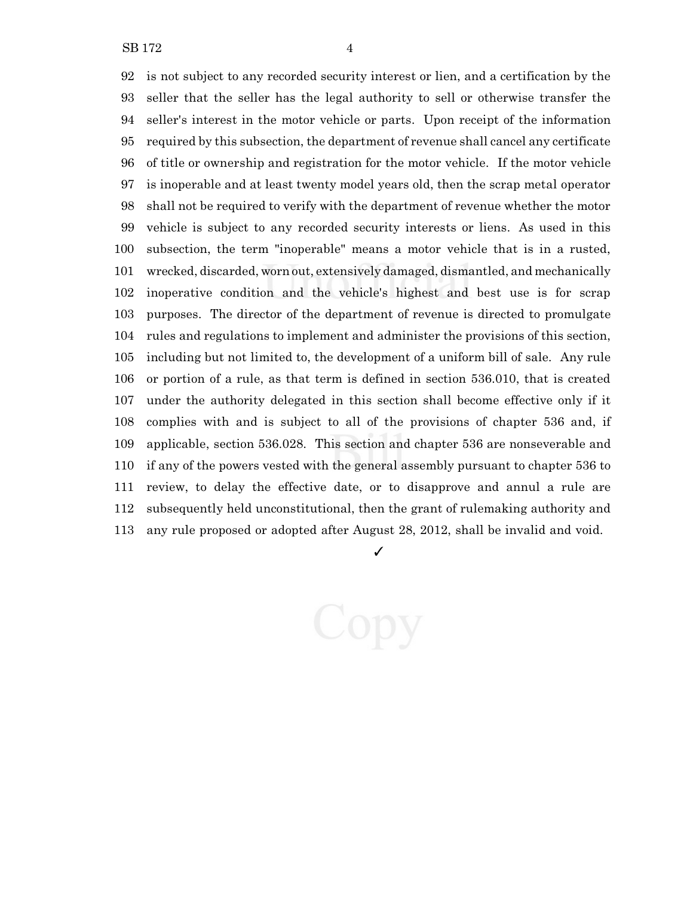is not subject to any recorded security interest or lien, and a certification by the seller that the seller has the legal authority to sell or otherwise transfer the seller's interest in the motor vehicle or parts. Upon receipt of the information required by this subsection, the department of revenue shall cancel any certificate of title or ownership and registration for the motor vehicle. If the motor vehicle is inoperable and at least twenty model years old, then the scrap metal operator shall not be required to verify with the department of revenue whether the motor vehicle is subject to any recorded security interests or liens. As used in this subsection, the term "inoperable" means a motor vehicle that is in a rusted, wrecked, discarded, worn out, extensively damaged, dismantled, and mechanically inoperative condition and the vehicle's highest and best use is for scrap purposes. The director of the department of revenue is directed to promulgate rules and regulations to implement and administer the provisions of this section, including but not limited to, the development of a uniform bill of sale. Any rule or portion of a rule, as that term is defined in section 536.010, that is created under the authority delegated in this section shall become effective only if it complies with and is subject to all of the provisions of chapter 536 and, if applicable, section 536.028. This section and chapter 536 are nonseverable and if any of the powers vested with the general assembly pursuant to chapter 536 to review, to delay the effective date, or to disapprove and annul a rule are subsequently held unconstitutional, then the grant of rulemaking authority and any rule proposed or adopted after August 28, 2012, shall be invalid and void.

✓